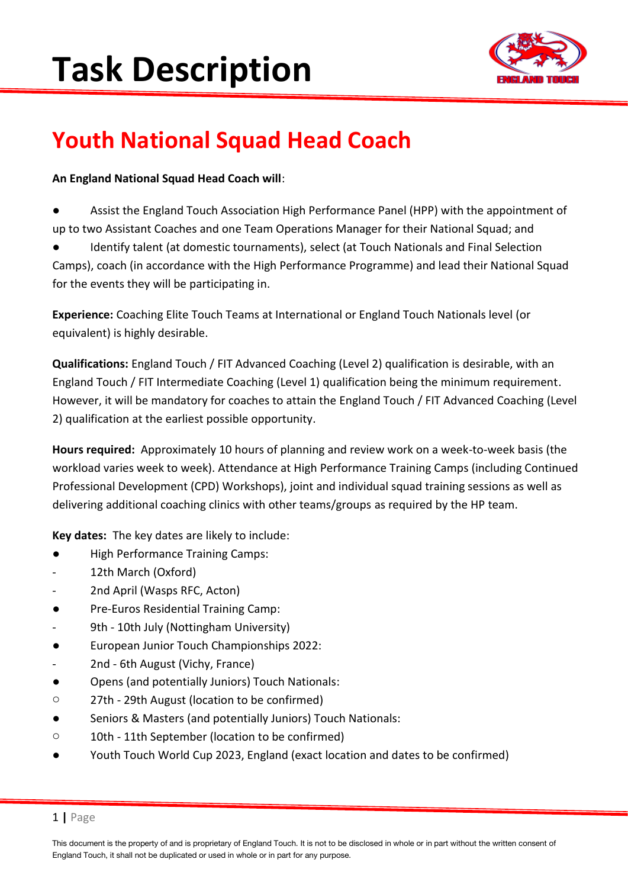# Task Description

## Youth National Squad Head Coach

**An England National Squad Head Coach will**:

- Assist the England Touch Association High Performance Panel (HPP) with the appointment of up to two Assistant Coaches and one Team Operations Manager for their National Squad; and
- Identify talent (at domestic tournaments), select (at Touch Nationals and Final Selection Camps), coach (in accordance with the High Performance Programme) and lead their National Squad for the events they will be participating in.

**Experience:** Coaching Elite Touch Teams at International or England Touch Nationals level (or equivalent) is highly desirable.

**Qualifications:** England Touch / FIT Advanced Coaching (Level 2) qualification is desirable, with an England Touch / FIT Intermediate Coaching (Level 1) qualification being the minimum requirement. However, it will be mandatory for coaches to attain the England Touch / FIT Advanced Coaching (Level 2) qualification at the earliest possible opportunity.

**Hours required:** Approximately 10 hours of planning and review work on a week-to-week basis (the workload varies week to week). Attendance at High Performance Training Camps (including Continued Professional Development (CPD) Workshops), joint and individual squad training sessions as well as delivering additional coaching clinics with other teams/groups as required by the HP team.

**Key dates:** The key dates are likely to include:

- High Performance Training Camps:
  - 12th March (Oxford)
  - 2nd April (Wasps RFC, Acton)
- Pre-Euros Residential Training Camp:
  - 9th - 10th July (Nottingham University)
- European Junior Touch Championships 2022:
  - 2nd - 6th August (Vichy, France)
- Opens (and potentially Juniors) Touch Nationals:
  - 27th - 29th August (location to be confirmed)
- Seniors & Masters (and potentially Juniors) Touch Nationals:
  - 10th - 11th September (location to be confirmed)
- Youth Touch World Cup 2023, England (exact location and dates to be confirmed)

This document is the property of and is proprietary of England Touch. It is not to be disclosed in whole or in part without the written consent of England Touch, it shall not be duplicated or used in whole or in part for any purpose.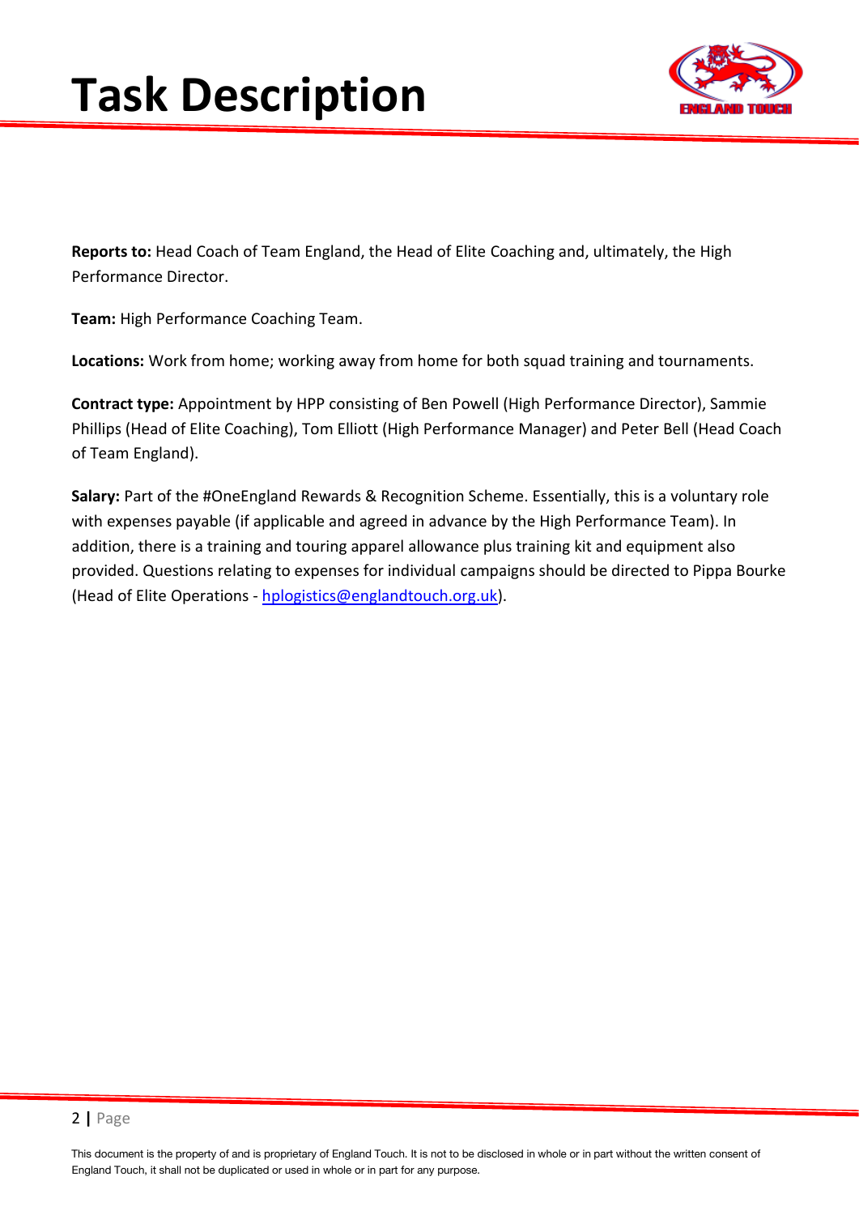# Task Description

**Reports to:** Head Coach of Team England, the Head of Elite Coaching and, ultimately, the High Performance Director.

**Team:** High Performance Coaching Team.

**Locations:** Work from home; working away from home for both squad training and tournaments.

**Contract type:** Appointment by HPP consisting of Ben Powell (High Performance Director), Sammie Phillips (Head of Elite Coaching), Tom Elliott (High Performance Manager) and Peter Bell (Head Coach of Team England).

**Salary:** Part of the #OneEngland Rewards & Recognition Scheme. Essentially, this is a voluntary role with expenses payable (if applicable and agreed in advance by the High Performance Team). In addition, there is a training and touring apparel allowance plus training kit and equipment also provided. Questions relating to expenses for individual campaigns should be directed to Pippa Bourke (Head of Elite Operations - [hplogistics@englandtouch.org.uk](mailto:hplogistics@englandtouch.org.uk)).

This document is the property of and is proprietary of England Touch. It is not to be disclosed in whole or in part without the written consent of England Touch, it shall not be duplicated or used in whole or in part for any purpose.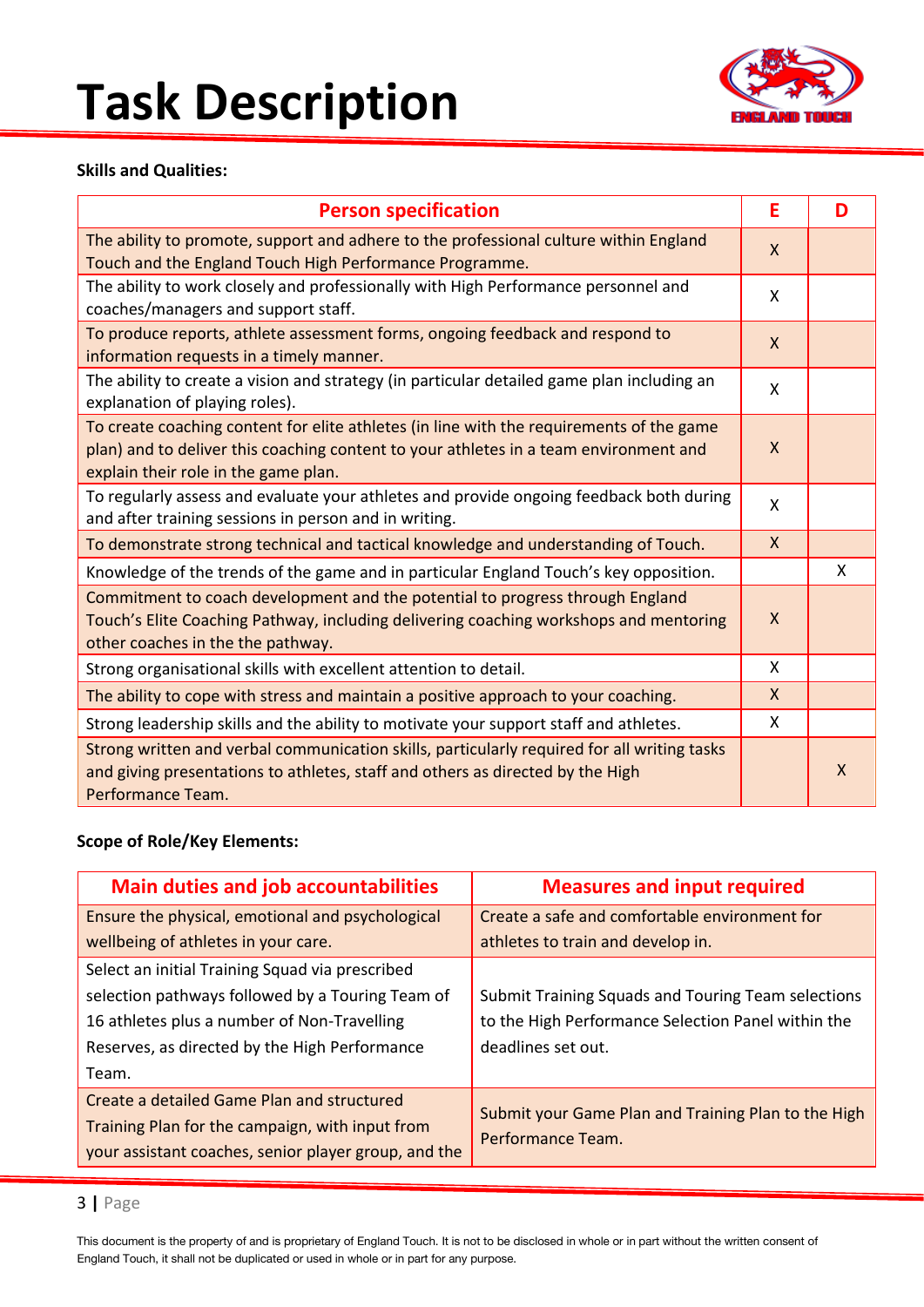# Task Description

**Skills and Qualities:**

| Person specification | E | D |
|---|---|---|
| The ability to promote, support and adhere to the professional culture within England Touch and the England Touch High Performance Programme. | X | |
| The ability to work closely and professionally with High Performance personnel and coaches/managers and support staff. | X | |
| To produce reports, athlete assessment forms, ongoing feedback and respond to information requests in a timely manner. | X | |
| The ability to create a vision and strategy (in particular detailed game plan including an explanation of playing roles). | X | |
| To create coaching content for elite athletes (in line with the requirements of the game plan) and to deliver this coaching content to your athletes in a team environment and explain their role in the game plan. | X | |
| To regularly assess and evaluate your athletes and provide ongoing feedback both during and after training sessions in person and in writing. | X | |
| To demonstrate strong technical and tactical knowledge and understanding of Touch. | X | |
| Knowledge of the trends of the game and in particular England Touch's key opposition. | | X |
| Commitment to coach development and the potential to progress through England Touch's Elite Coaching Pathway, including delivering coaching workshops and mentoring other coaches in the the pathway. | X | |
| Strong organisational skills with excellent attention to detail. | X | |
| The ability to cope with stress and maintain a positive approach to your coaching. | X | |
| Strong leadership skills and the ability to motivate your support staff and athletes. | X | |
| Strong written and verbal communication skills, particularly required for all writing tasks and giving presentations to athletes, staff and others as directed by the High Performance Team. | | X |

**Scope of Role/Key Elements:**

| Main duties and job accountabilities | Measures and input required |
|---|---|
| Ensure the physical, emotional and psychological wellbeing of athletes in your care. | Create a safe and comfortable environment for athletes to train and develop in. |
| Select an initial Training Squad via prescribed selection pathways followed by a Touring Team of 16 athletes plus a number of Non-Travelling Reserves, as directed by the High Performance Team. | Submit Training Squads and Touring Team selections to the High Performance Selection Panel within the deadlines set out. |
| Create a detailed Game Plan and structured Training Plan for the campaign, with input from your assistant coaches, senior player group, and the | Submit your Game Plan and Training Plan to the High Performance Team. |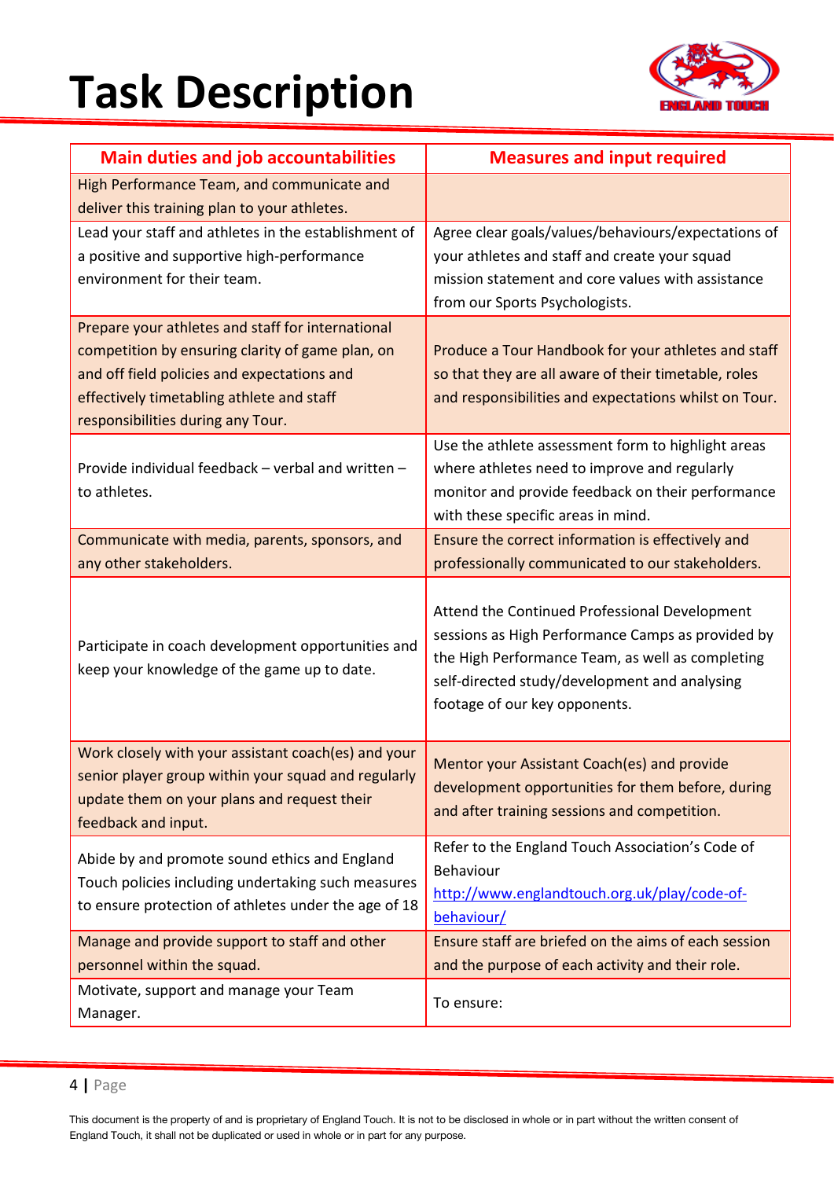# Task Description

| Main duties and job accountabilities | Measures and input required |
|---|---|
| High Performance Team, and communicate and deliver this training plan to your athletes. | |
| Lead your staff and athletes in the establishment of a positive and supportive high-performance environment for their team. | Agree clear goals/values/behaviours/expectations of your athletes and staff and create your squad mission statement and core values with assistance from our Sports Psychologists. |
| Prepare your athletes and staff for international competition by ensuring clarity of game plan, on and off field policies and expectations and effectively timetabling athlete and staff responsibilities during any Tour. | Produce a Tour Handbook for your athletes and staff so that they are all aware of their timetable, roles and responsibilities and expectations whilst on Tour. |
| Provide individual feedback – verbal and written – to athletes. | Use the athlete assessment form to highlight areas where athletes need to improve and regularly monitor and provide feedback on their performance with these specific areas in mind. |
| Communicate with media, parents, sponsors, and any other stakeholders. | Ensure the correct information is effectively and professionally communicated to our stakeholders. |
| Participate in coach development opportunities and keep your knowledge of the game up to date. | Attend the Continued Professional Development sessions as High Performance Camps as provided by the High Performance Team, as well as completing self-directed study/development and analysing footage of our key opponents. |
| Work closely with your assistant coach(es) and your senior player group within your squad and regularly update them on your plans and request their feedback and input. | Mentor your Assistant Coach(es) and provide development opportunities for them before, during and after training sessions and competition. |
| Abide by and promote sound ethics and England Touch policies including undertaking such measures to ensure protection of athletes under the age of 18 | Refer to the England Touch Association's Code of Behaviour http://www.englandtouch.org.uk/play/code-of-behaviour/ |
| Manage and provide support to staff and other personnel within the squad. | Ensure staff are briefed on the aims of each session and the purpose of each activity and their role. |
| Motivate, support and manage your Team Manager. | To ensure: |

This document is the property of and is proprietary of England Touch. It is not to be disclosed in whole or in part without the written consent of England Touch, it shall not be duplicated or used in whole or in part for any purpose.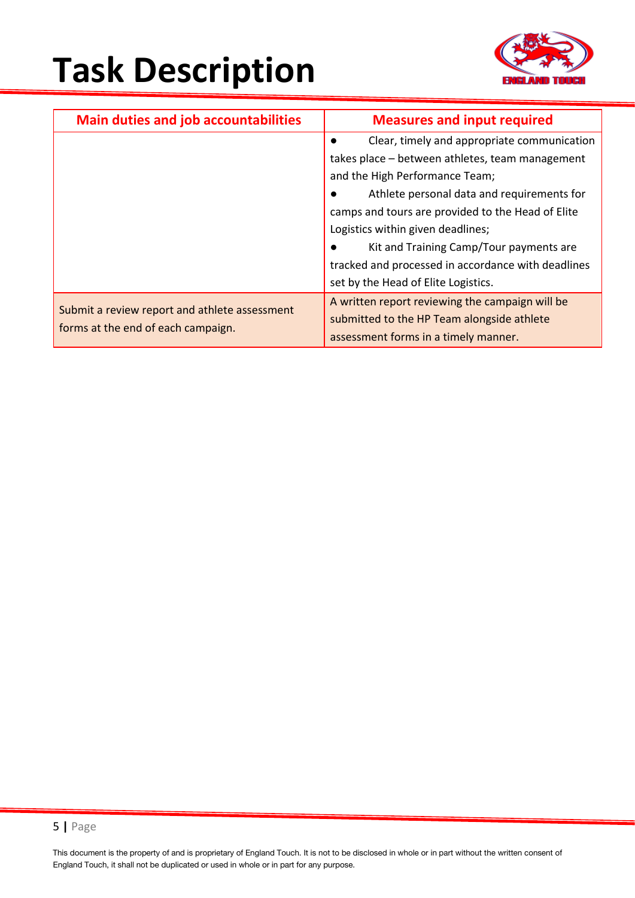# Task Description

| Main duties and job accountabilities | Measures and input required |
|---|---|
| | ● Clear, timely and appropriate communication takes place – between athletes, team management and the High Performance Team;<br>● Athlete personal data and requirements for camps and tours are provided to the Head of Elite Logistics within given deadlines;<br>● Kit and Training Camp/Tour payments are tracked and processed in accordance with deadlines set by the Head of Elite Logistics. |
| Submit a review report and athlete assessment forms at the end of each campaign. | A written report reviewing the campaign will be submitted to the HP Team alongside athlete assessment forms in a timely manner. |

This document is the property of and is proprietary of England Touch. It is not to be disclosed in whole or in part without the written consent of England Touch, it shall not be duplicated or used in whole or in part for any purpose.